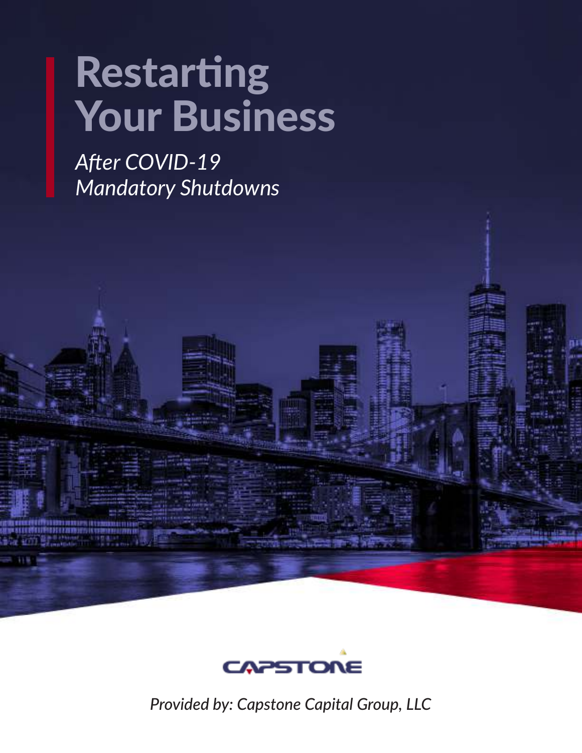# Restarting Your Business

*After COVID-19*
*Mandatory Shutdowns*

CAPSTONE

*Provided by: Capstone Capital Group, LLC*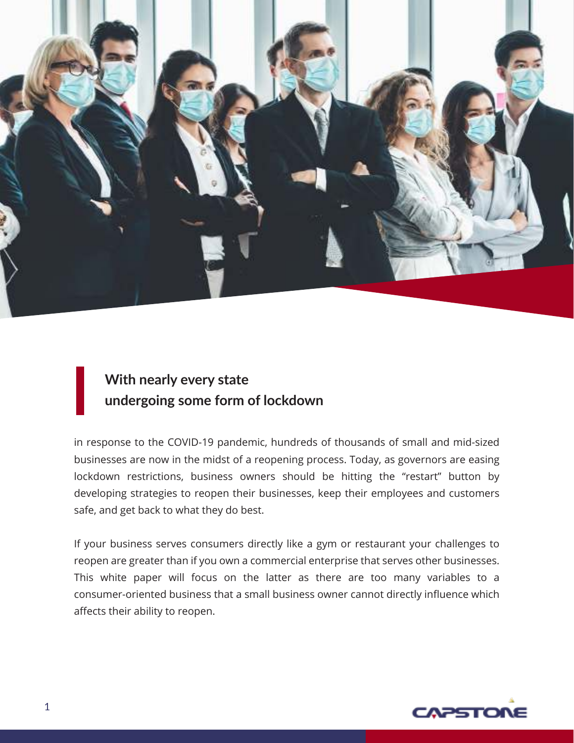## With nearly every state undergoing some form of lockdown

in response to the COVID-19 pandemic, hundreds of thousands of small and mid-sized businesses are now in the midst of a reopening process. Today, as governors are easing lockdown restrictions, business owners should be hitting the "restart" button by developing strategies to reopen their businesses, keep their employees and customers safe, and get back to what they do best.

If your business serves consumers directly like a gym or restaurant your challenges to reopen are greater than if you own a commercial enterprise that serves other businesses. This white paper will focus on the latter as there are too many variables to a consumer-oriented business that a small business owner cannot directly influence which affects their ability to reopen.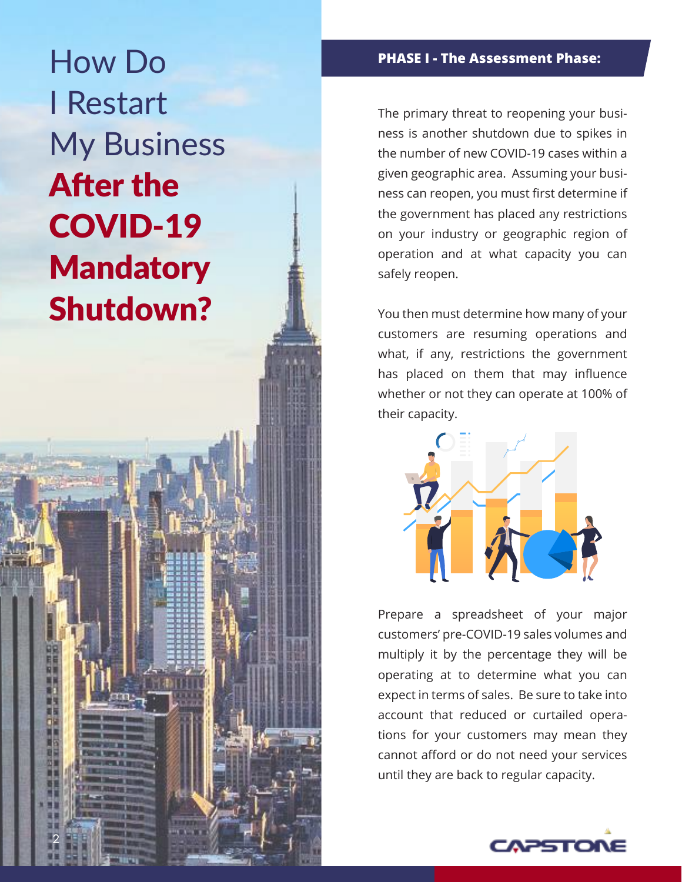# How Do I Restart My Business **After the COVID-19 Mandatory Shutdown?**

## PHASE I - The Assessment Phase:

The primary threat to reopening your business is another shutdown due to spikes in the number of new COVID-19 cases within a given geographic area. Assuming your business can reopen, you must first determine if the government has placed any restrictions on your industry or geographic region of operation and at what capacity you can safely reopen.

You then must determine how many of your customers are resuming operations and what, if any, restrictions the government has placed on them that may influence whether or not they can operate at 100% of their capacity.

Prepare a spreadsheet of your major customers' pre-COVID-19 sales volumes and multiply it by the percentage they will be operating at to determine what you can expect in terms of sales. Be sure to take into account that reduced or curtailed operations for your customers may mean they cannot afford or do not need your services until they are back to regular capacity.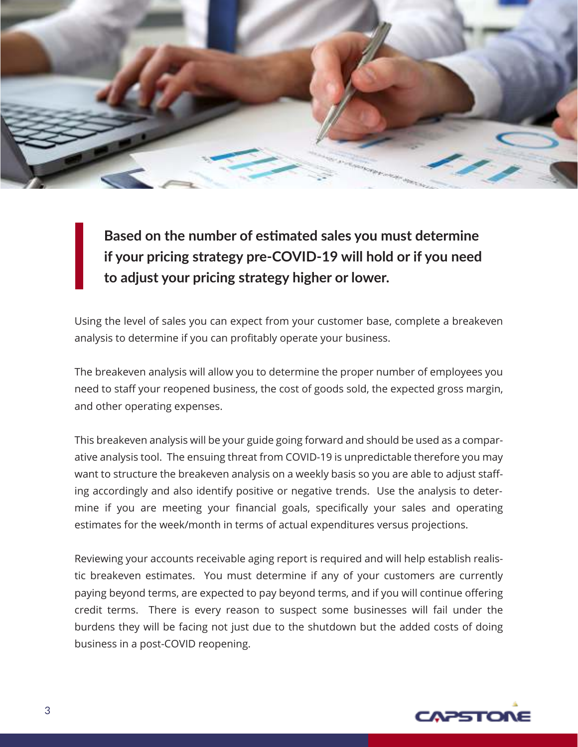> **Based on the number of estimated sales you must determine if your pricing strategy pre-COVID-19 will hold or if you need to adjust your pricing strategy higher or lower.**

Using the level of sales you can expect from your customer base, complete a breakeven analysis to determine if you can profitably operate your business.

The breakeven analysis will allow you to determine the proper number of employees you need to staff your reopened business, the cost of goods sold, the expected gross margin, and other operating expenses.

This breakeven analysis will be your guide going forward and should be used as a comparative analysis tool. The ensuing threat from COVID-19 is unpredictable therefore you may want to structure the breakeven analysis on a weekly basis so you are able to adjust staffing accordingly and also identify positive or negative trends. Use the analysis to determine if you are meeting your financial goals, specifically your sales and operating estimates for the week/month in terms of actual expenditures versus projections.

Reviewing your accounts receivable aging report is required and will help establish realistic breakeven estimates. You must determine if any of your customers are currently paying beyond terms, are expected to pay beyond terms, and if you will continue offering credit terms. There is every reason to suspect some businesses will fail under the burdens they will be facing not just due to the shutdown but the added costs of doing business in a post-COVID reopening.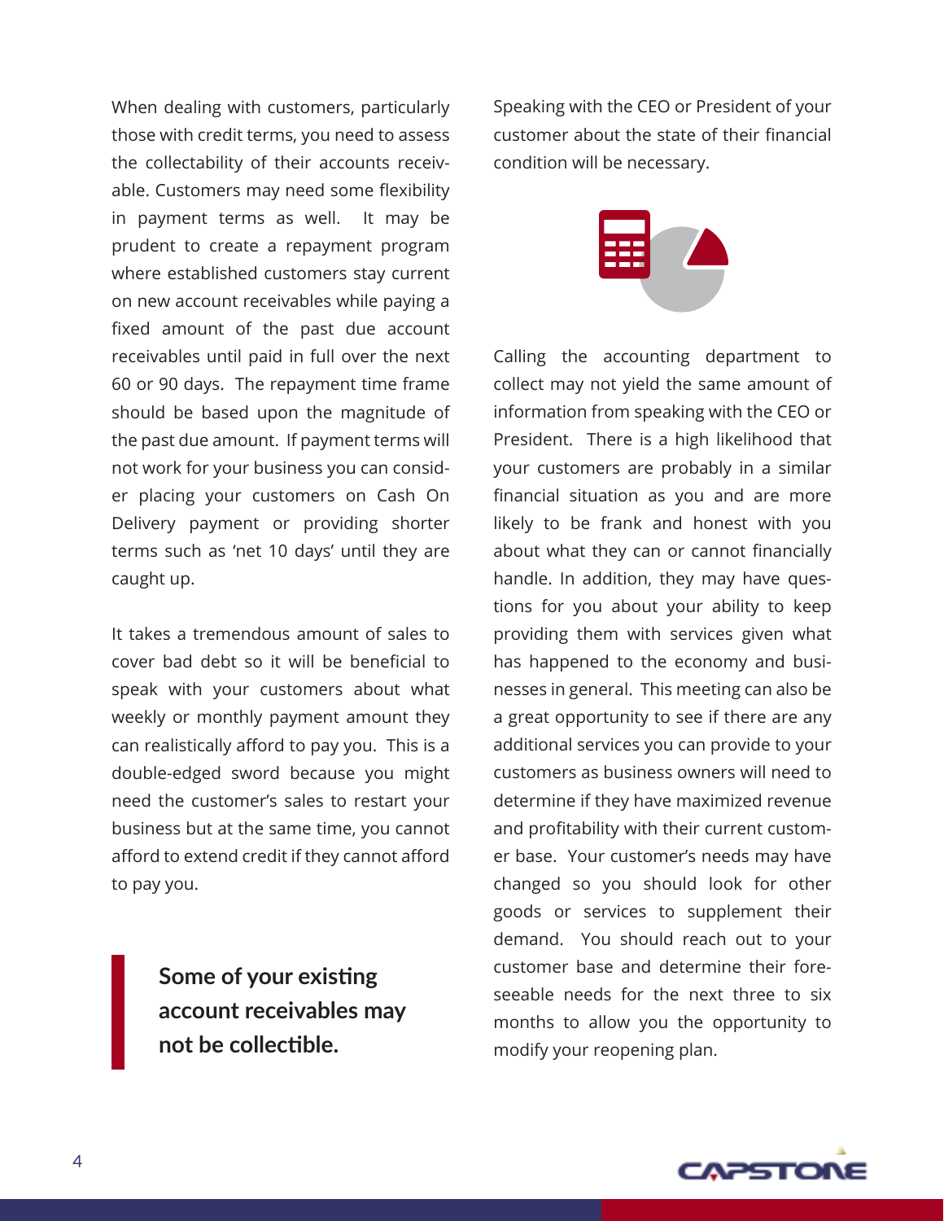When dealing with customers, particularly those with credit terms, you need to assess the collectability of their accounts receivable. Customers may need some flexibility in payment terms as well. It may be prudent to create a repayment program where established customers stay current on new account receivables while paying a fixed amount of the past due account receivables until paid in full over the next 60 or 90 days. The repayment time frame should be based upon the magnitude of the past due amount. If payment terms will not work for your business you can consider placing your customers on Cash On Delivery payment or providing shorter terms such as 'net 10 days' until they are caught up.

It takes a tremendous amount of sales to cover bad debt so it will be beneficial to speak with your customers about what weekly or monthly payment amount they can realistically afford to pay you. This is a double-edged sword because you might need the customer's sales to restart your business but at the same time, you cannot afford to extend credit if they cannot afford to pay you.

> **Some of your existing account receivables may not be collectible.**

Speaking with the CEO or President of your customer about the state of their financial condition will be necessary.

Calling the accounting department to collect may not yield the same amount of information from speaking with the CEO or President. There is a high likelihood that your customers are probably in a similar financial situation as you and are more likely to be frank and honest with you about what they can or cannot financially handle. In addition, they may have questions for you about your ability to keep providing them with services given what has happened to the economy and businesses in general. This meeting can also be a great opportunity to see if there are any additional services you can provide to your customers as business owners will need to determine if they have maximized revenue and profitability with their current customer base. Your customer's needs may have changed so you should look for other goods or services to supplement their demand. You should reach out to your customer base and determine their foreseeable needs for the next three to six months to allow you the opportunity to modify your reopening plan.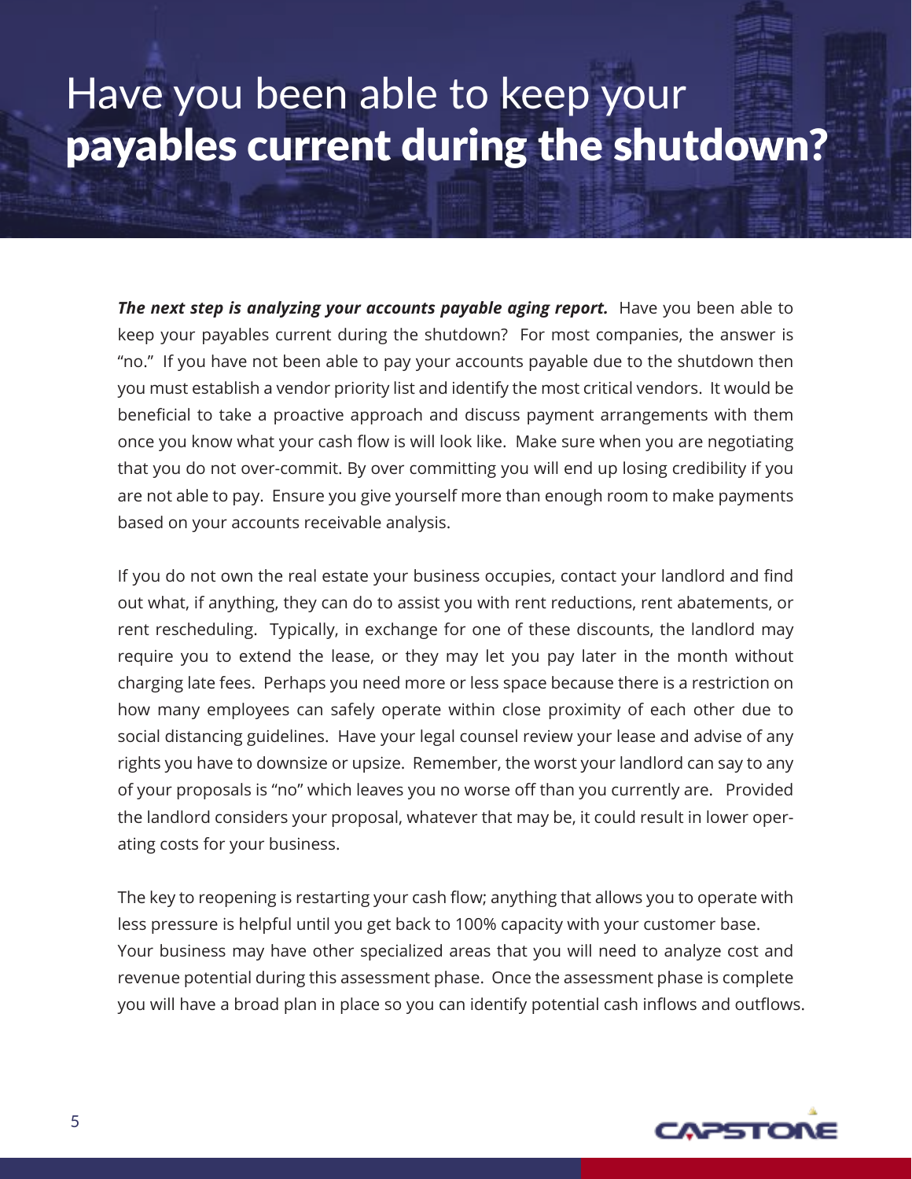# Have you been able to keep your **payables current during the shutdown?**

***The next step is analyzing your accounts payable aging report.*** Have you been able to keep your payables current during the shutdown? For most companies, the answer is "no." If you have not been able to pay your accounts payable due to the shutdown then you must establish a vendor priority list and identify the most critical vendors. It would be beneficial to take a proactive approach and discuss payment arrangements with them once you know what your cash flow is will look like. Make sure when you are negotiating that you do not over-commit. By over committing you will end up losing credibility if you are not able to pay. Ensure you give yourself more than enough room to make payments based on your accounts receivable analysis.

If you do not own the real estate your business occupies, contact your landlord and find out what, if anything, they can do to assist you with rent reductions, rent abatements, or rent rescheduling. Typically, in exchange for one of these discounts, the landlord may require you to extend the lease, or they may let you pay later in the month without charging late fees. Perhaps you need more or less space because there is a restriction on how many employees can safely operate within close proximity of each other due to social distancing guidelines. Have your legal counsel review your lease and advise of any rights you have to downsize or upsize. Remember, the worst your landlord can say to any of your proposals is "no" which leaves you no worse off than you currently are. Provided the landlord considers your proposal, whatever that may be, it could result in lower operating costs for your business.

The key to reopening is restarting your cash flow; anything that allows you to operate with less pressure is helpful until you get back to 100% capacity with your customer base. Your business may have other specialized areas that you will need to analyze cost and revenue potential during this assessment phase. Once the assessment phase is complete you will have a broad plan in place so you can identify potential cash inflows and outflows.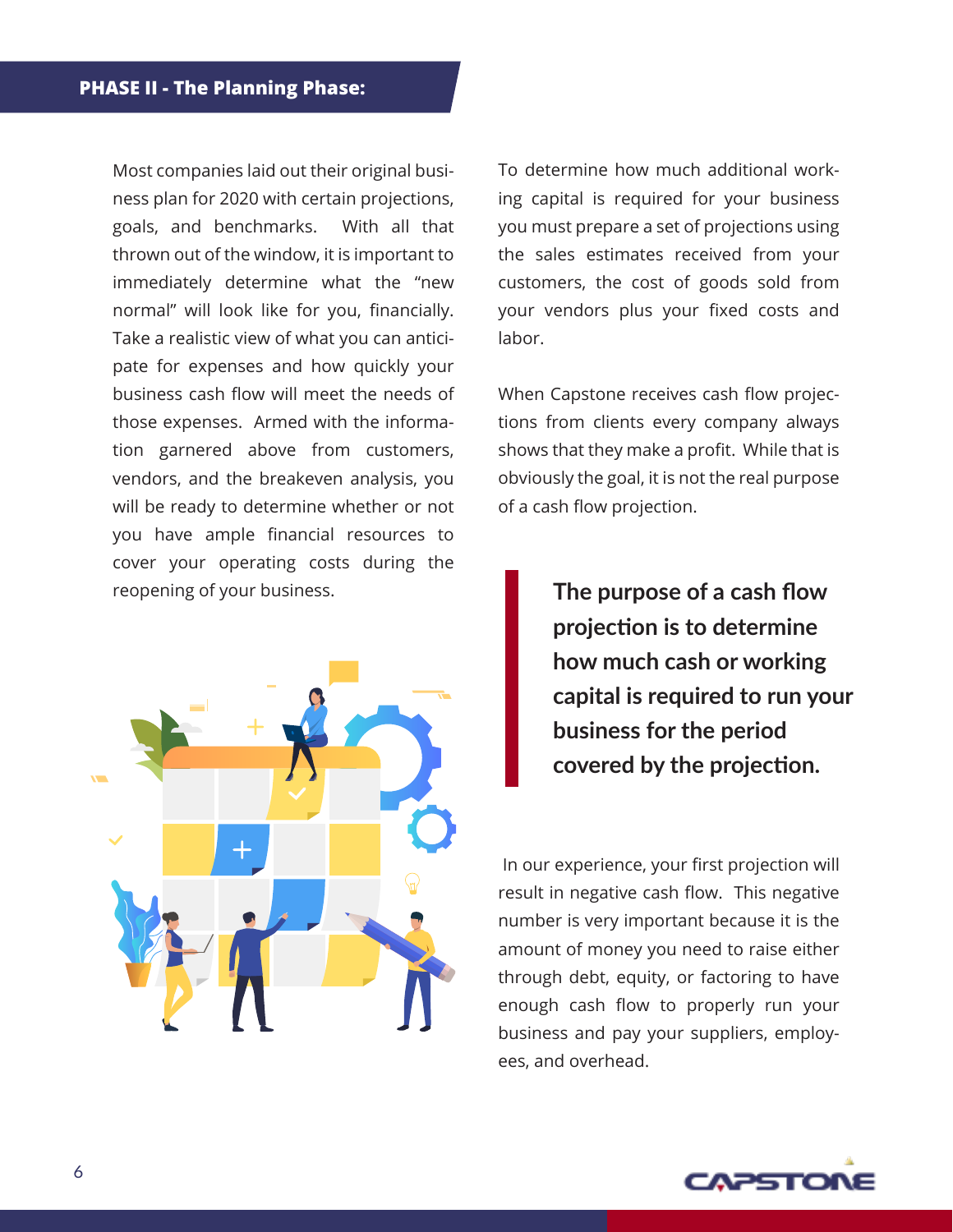## PHASE II - The Planning Phase:

Most companies laid out their original business plan for 2020 with certain projections, goals, and benchmarks. With all that thrown out of the window, it is important to immediately determine what the "new normal" will look like for you, financially. Take a realistic view of what you can anticipate for expenses and how quickly your business cash flow will meet the needs of those expenses. Armed with the information garnered above from customers, vendors, and the breakeven analysis, you will be ready to determine whether or not you have ample financial resources to cover your operating costs during the reopening of your business.

To determine how much additional working capital is required for your business you must prepare a set of projections using the sales estimates received from your customers, the cost of goods sold from your vendors plus your fixed costs and labor.

When Capstone receives cash flow projections from clients every company always shows that they make a profit. While that is obviously the goal, it is not the real purpose of a cash flow projection.

> **The purpose of a cash flow projection is to determine how much cash or working capital is required to run your business for the period covered by the projection.**

In our experience, your first projection will result in negative cash flow. This negative number is very important because it is the amount of money you need to raise either through debt, equity, or factoring to have enough cash flow to properly run your business and pay your suppliers, employees, and overhead.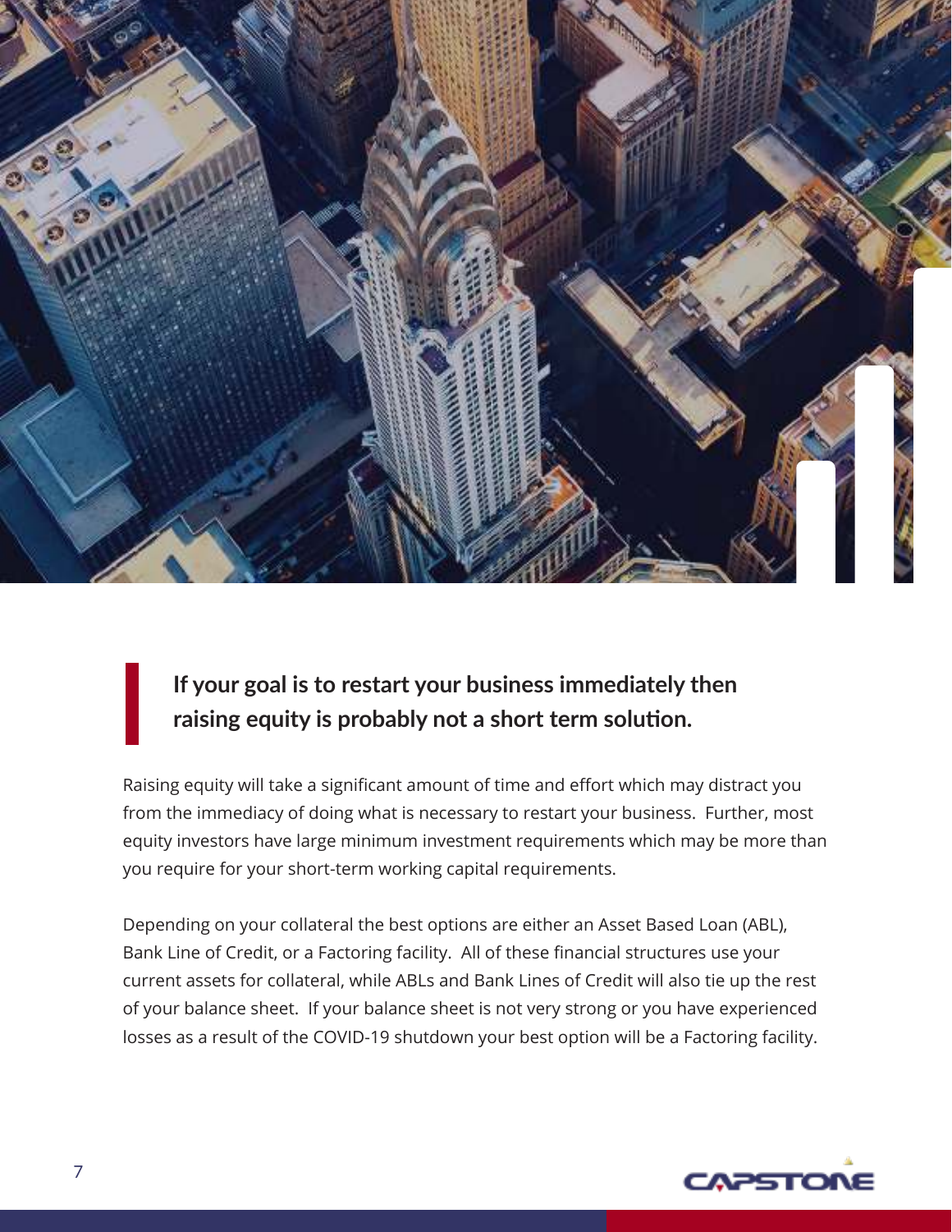**If your goal is to restart your business immediately then raising equity is probably not a short term solution.**

Raising equity will take a significant amount of time and effort which may distract you from the immediacy of doing what is necessary to restart your business. Further, most equity investors have large minimum investment requirements which may be more than you require for your short-term working capital requirements.

Depending on your collateral the best options are either an Asset Based Loan (ABL), Bank Line of Credit, or a Factoring facility. All of these financial structures use your current assets for collateral, while ABLs and Bank Lines of Credit will also tie up the rest of your balance sheet. If your balance sheet is not very strong or you have experienced losses as a result of the COVID-19 shutdown your best option will be a Factoring facility.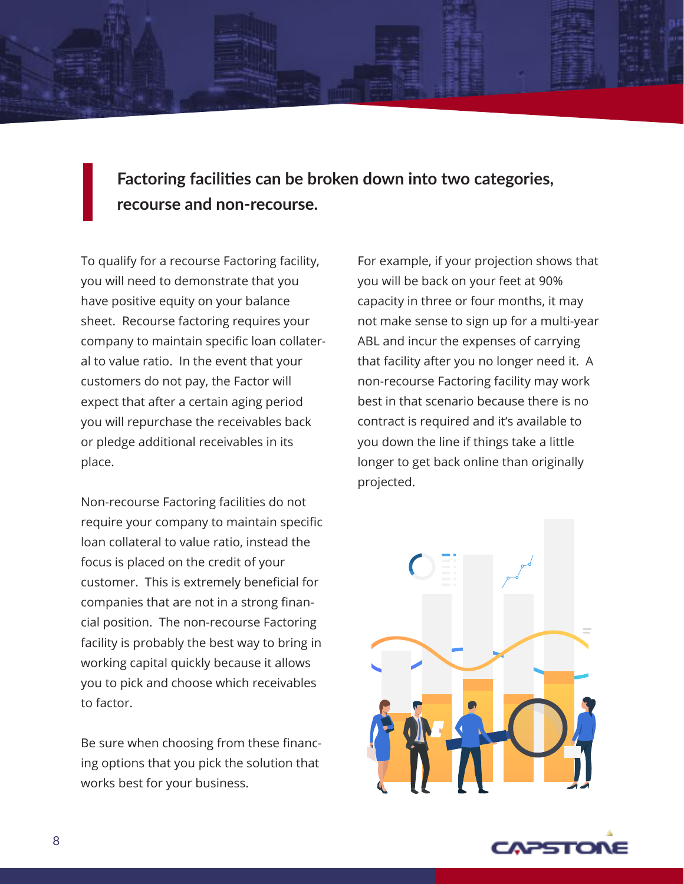**Factoring facilities can be broken down into two categories, recourse and non-recourse.**

To qualify for a recourse Factoring facility, you will need to demonstrate that you have positive equity on your balance sheet. Recourse factoring requires your company to maintain specific loan collateral to value ratio. In the event that your customers do not pay, the Factor will expect that after a certain aging period you will repurchase the receivables back or pledge additional receivables in its place.

Non-recourse Factoring facilities do not require your company to maintain specific loan collateral to value ratio, instead the focus is placed on the credit of your customer. This is extremely beneficial for companies that are not in a strong financial position. The non-recourse Factoring facility is probably the best way to bring in working capital quickly because it allows you to pick and choose which receivables to factor.

Be sure when choosing from these financing options that you pick the solution that works best for your business.

For example, if your projection shows that you will be back on your feet at 90% capacity in three or four months, it may not make sense to sign up for a multi-year ABL and incur the expenses of carrying that facility after you no longer need it. A non-recourse Factoring facility may work best in that scenario because there is no contract is required and it's available to you down the line if things take a little longer to get back online than originally projected.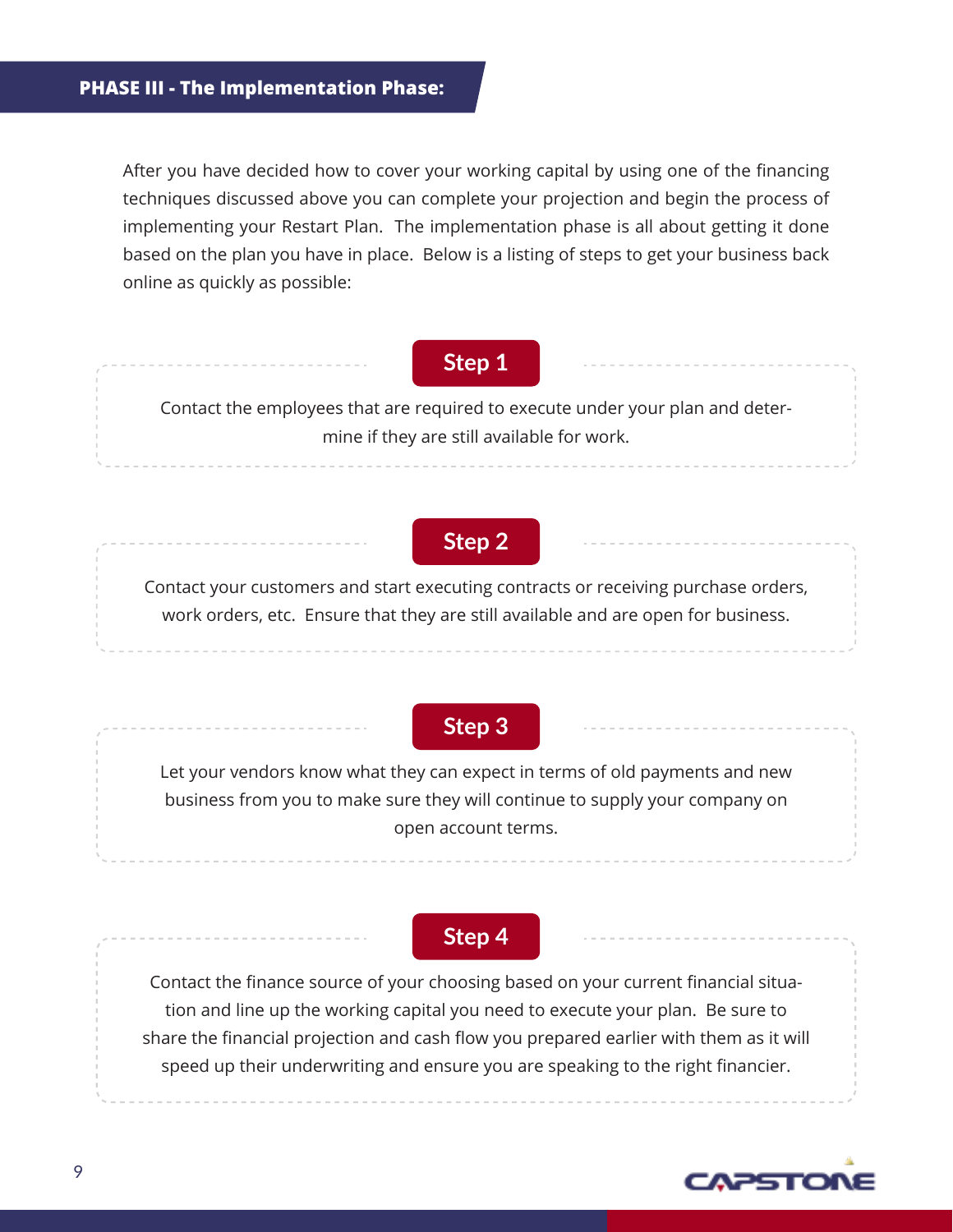## PHASE III - The Implementation Phase:

After you have decided how to cover your working capital by using one of the financing techniques discussed above you can complete your projection and begin the process of implementing your Restart Plan. The implementation phase is all about getting it done based on the plan you have in place. Below is a listing of steps to get your business back online as quickly as possible:

### Step 1

Contact the employees that are required to execute under your plan and determine if they are still available for work.

### Step 2

Contact your customers and start executing contracts or receiving purchase orders, work orders, etc. Ensure that they are still available and are open for business.

### Step 3

Let your vendors know what they can expect in terms of old payments and new business from you to make sure they will continue to supply your company on open account terms.

### Step 4

Contact the finance source of your choosing based on your current financial situation and line up the working capital you need to execute your plan. Be sure to share the financial projection and cash flow you prepared earlier with them as it will speed up their underwriting and ensure you are speaking to the right financier.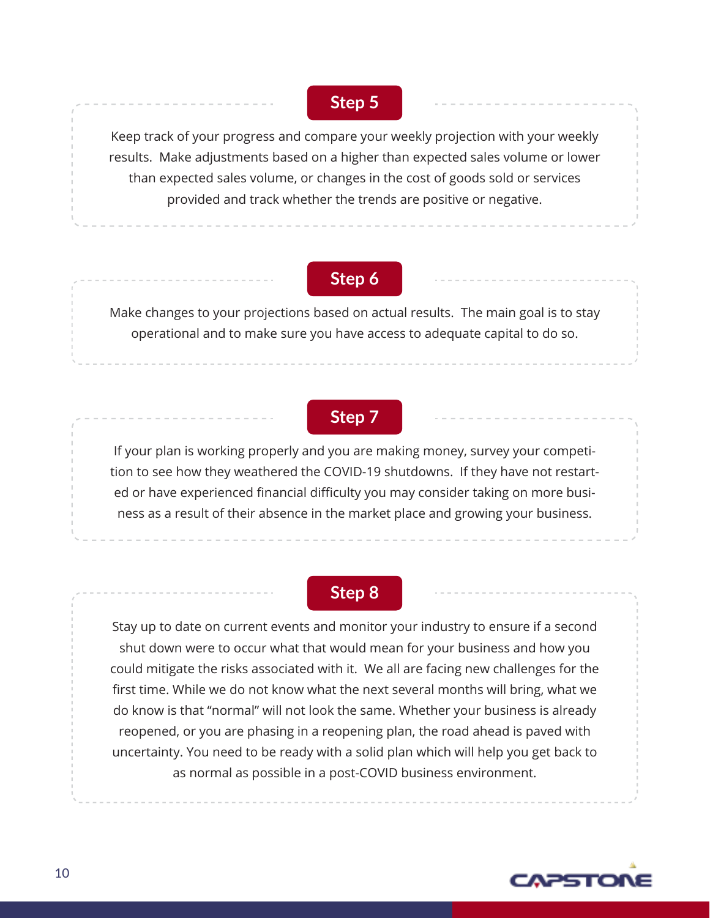## Step 5

Keep track of your progress and compare your weekly projection with your weekly results. Make adjustments based on a higher than expected sales volume or lower than expected sales volume, or changes in the cost of goods sold or services provided and track whether the trends are positive or negative.

## Step 6

Make changes to your projections based on actual results. The main goal is to stay operational and to make sure you have access to adequate capital to do so.

## Step 7

If your plan is working properly and you are making money, survey your competition to see how they weathered the COVID-19 shutdowns. If they have not restarted or have experienced financial difficulty you may consider taking on more business as a result of their absence in the market place and growing your business.

## Step 8

Stay up to date on current events and monitor your industry to ensure if a second shut down were to occur what that would mean for your business and how you could mitigate the risks associated with it. We all are facing new challenges for the first time. While we do not know what the next several months will bring, what we do know is that "normal" will not look the same. Whether your business is already reopened, or you are phasing in a reopening plan, the road ahead is paved with uncertainty. You need to be ready with a solid plan which will help you get back to as normal as possible in a post-COVID business environment.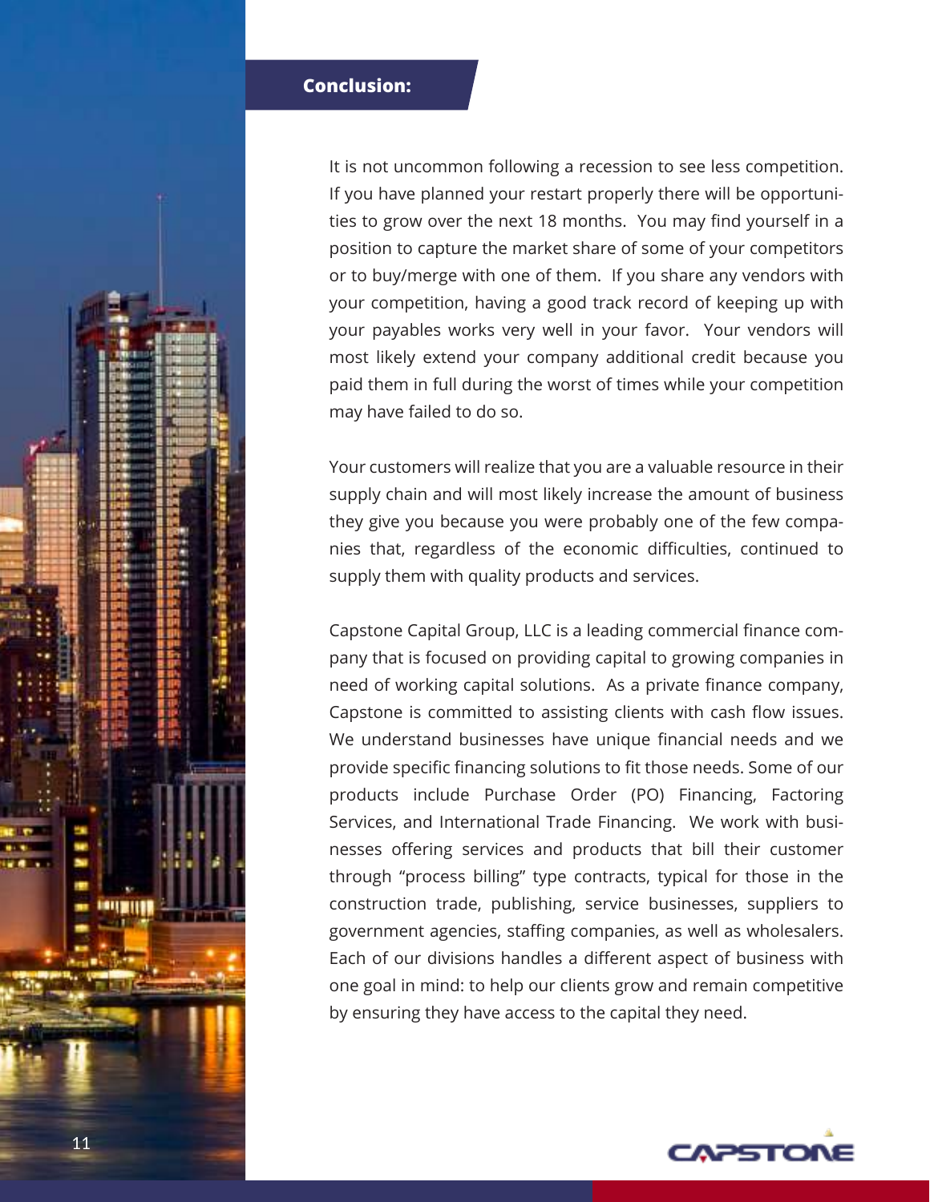## Conclusion:

It is not uncommon following a recession to see less competition. If you have planned your restart properly there will be opportunities to grow over the next 18 months. You may find yourself in a position to capture the market share of some of your competitors or to buy/merge with one of them. If you share any vendors with your competition, having a good track record of keeping up with your payables works very well in your favor. Your vendors will most likely extend your company additional credit because you paid them in full during the worst of times while your competition may have failed to do so.

Your customers will realize that you are a valuable resource in their supply chain and will most likely increase the amount of business they give you because you were probably one of the few companies that, regardless of the economic difficulties, continued to supply them with quality products and services.

Capstone Capital Group, LLC is a leading commercial finance company that is focused on providing capital to growing companies in need of working capital solutions. As a private finance company, Capstone is committed to assisting clients with cash flow issues. We understand businesses have unique financial needs and we provide specific financing solutions to fit those needs. Some of our products include Purchase Order (PO) Financing, Factoring Services, and International Trade Financing. We work with businesses offering services and products that bill their customer through "process billing" type contracts, typical for those in the construction trade, publishing, service businesses, suppliers to government agencies, staffing companies, as well as wholesalers. Each of our divisions handles a different aspect of business with one goal in mind: to help our clients grow and remain competitive by ensuring they have access to the capital they need.